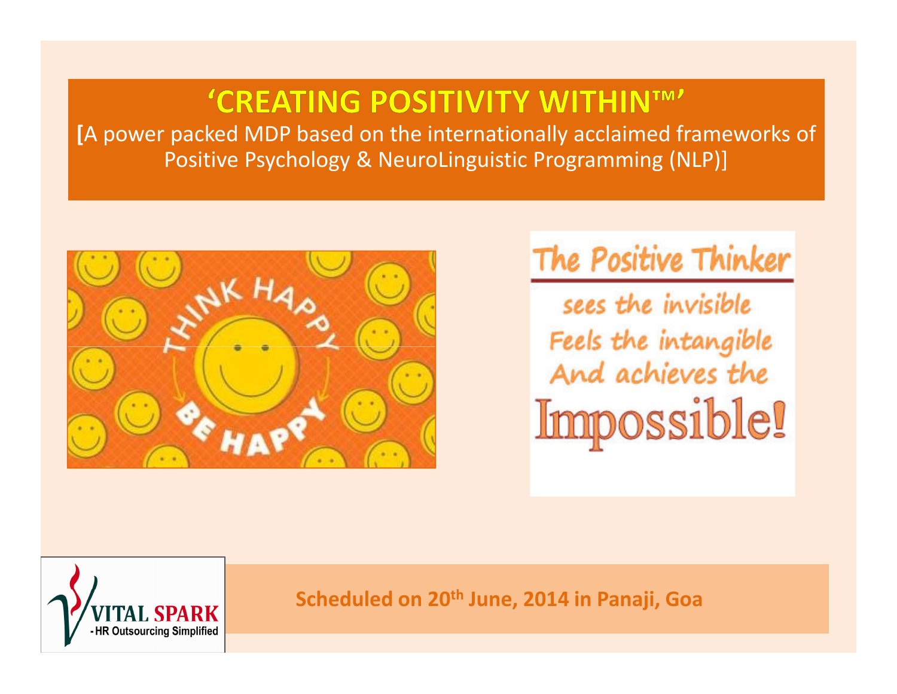# 'CREATING POSITIVITY WITHIN™'

[A power packed MDP based on the internationally acclaimed frameworks of Positive Psychology & NeuroLinguistic Programming (NLP)]

THINK HAPPY BE HAPPY

The Positive Thinker

sees the invisible
Feels the intangible
And achieves the
Impossible!

VITAL SPARK - HR Outsourcing Simplified

**Scheduled on 20th June, 2014 in Panaji, Goa**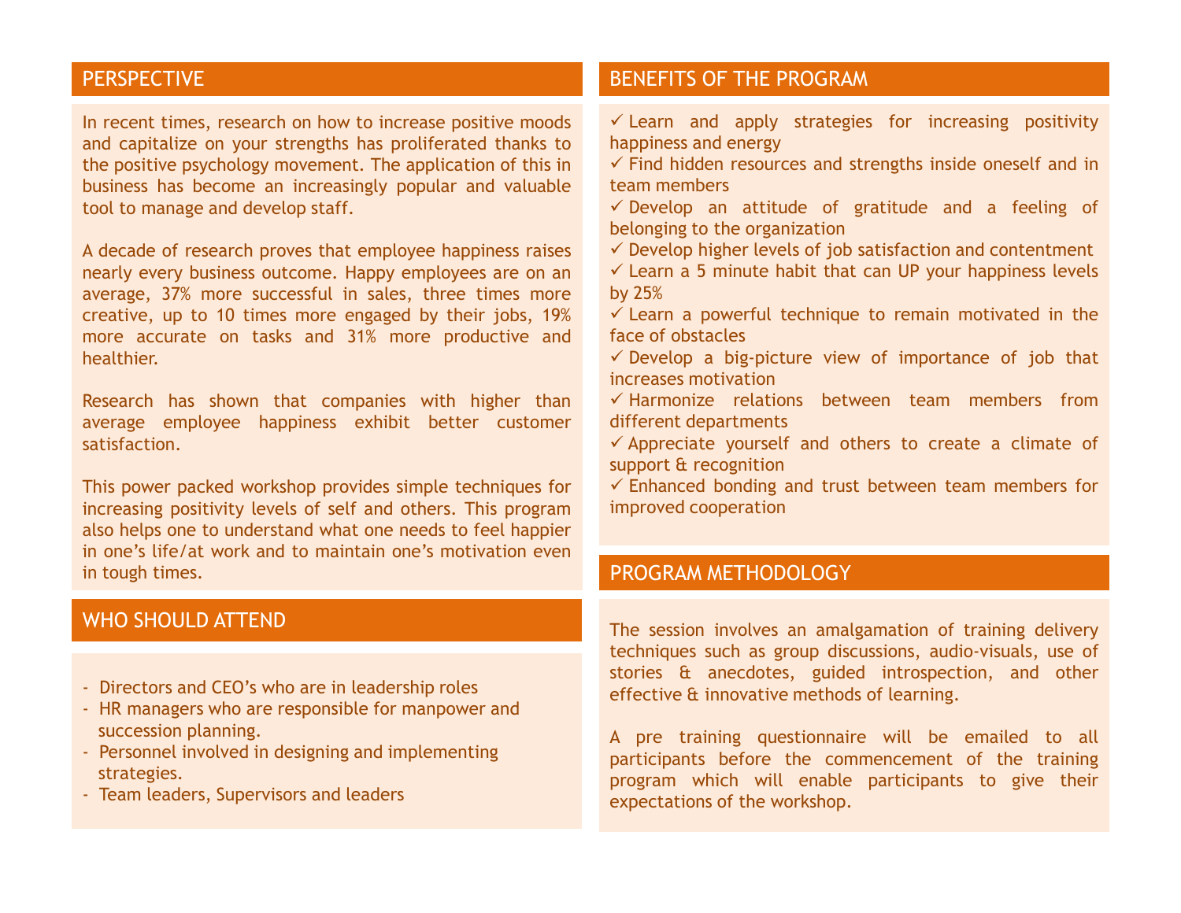## PERSPECTIVE

In recent times, research on how to increase positive moods and capitalize on your strengths has proliferated thanks to the positive psychology movement. The application of this in business has become an increasingly popular and valuable tool to manage and develop staff.

A decade of research proves that employee happiness raises nearly every business outcome. Happy employees are on an average, 37% more successful in sales, three times more creative, up to 10 times more engaged by their jobs, 19% more accurate on tasks and 31% more productive and healthier.

Research has shown that companies with higher than average employee happiness exhibit better customer satisfaction.

This power packed workshop provides simple techniques for increasing positivity levels of self and others. This program also helps one to understand what one needs to feel happier in one's life/at work and to maintain one's motivation even in tough times.

## WHO SHOULD ATTEND

- Directors and CEO's who are in leadership roles
- HR managers who are responsible for manpower and succession planning.
- Personnel involved in designing and implementing strategies.
- Team leaders, Supervisors and leaders

## BENEFITS OF THE PROGRAM

- ✓ Learn and apply strategies for increasing positivity happiness and energy
- ✓ Find hidden resources and strengths inside oneself and in team members
- ✓ Develop an attitude of gratitude and a feeling of belonging to the organization
- ✓ Develop higher levels of job satisfaction and contentment
- ✓ Learn a 5 minute habit that can UP your happiness levels by 25%
- ✓ Learn a powerful technique to remain motivated in the face of obstacles
- ✓ Develop a big-picture view of importance of job that increases motivation
- ✓ Harmonize relations between team members from different departments
- ✓ Appreciate yourself and others to create a climate of support & recognition
- ✓ Enhanced bonding and trust between team members for improved cooperation

## PROGRAM METHODOLOGY

The session involves an amalgamation of training delivery techniques such as group discussions, audio-visuals, use of stories & anecdotes, guided introspection, and other effective & innovative methods of learning.

A pre training questionnaire will be emailed to all participants before the commencement of the training program which will enable participants to give their expectations of the workshop.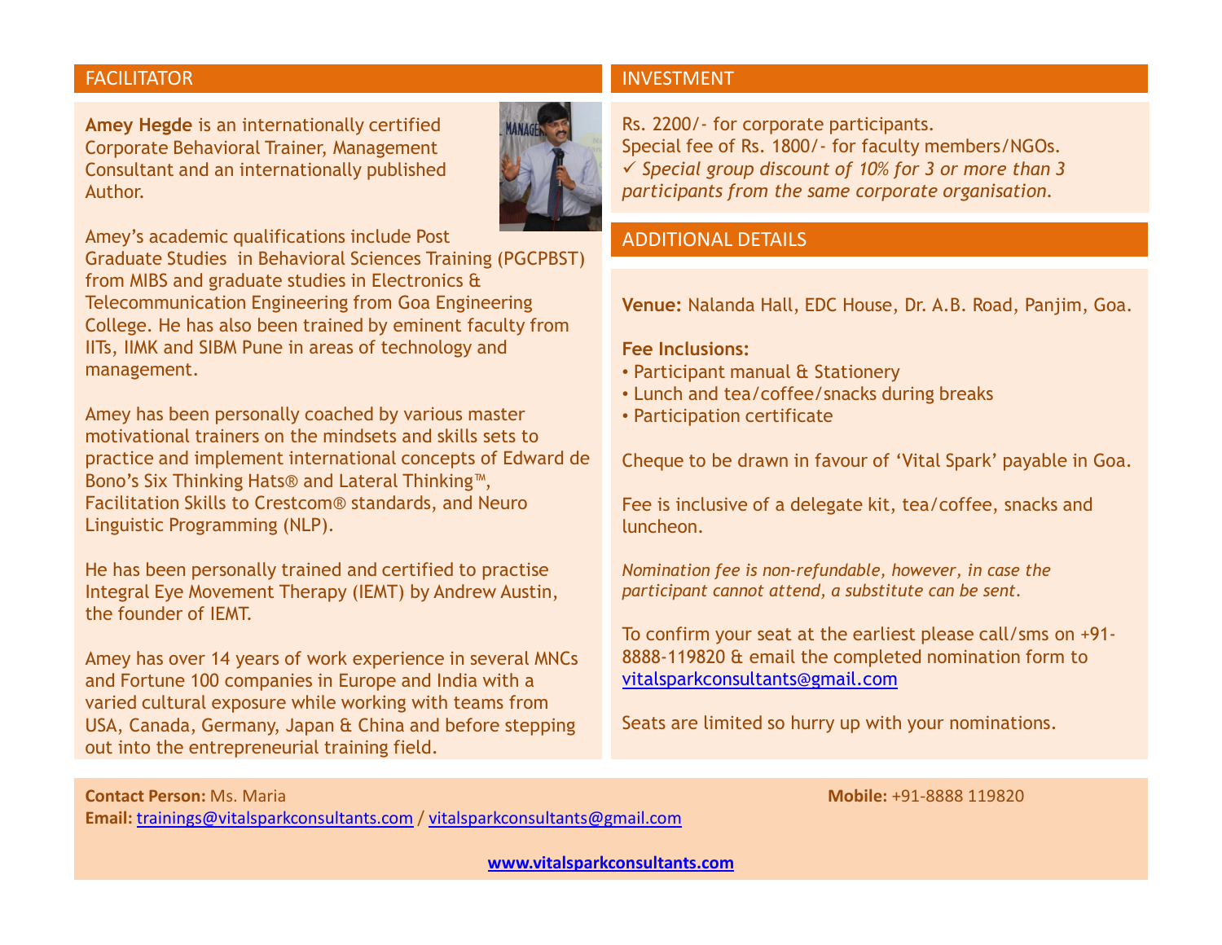## FACILITATOR

**Amey Hegde** is an internationally certified Corporate Behavioral Trainer, Management Consultant and an internationally published Author.

Amey's academic qualifications include Post Graduate Studies in Behavioral Sciences Training (PGCPBST) from MIBS and graduate studies in Electronics & Telecommunication Engineering from Goa Engineering College. He has also been trained by eminent faculty from IITs, IIMK and SIBM Pune in areas of technology and management.

Amey has been personally coached by various master motivational trainers on the mindsets and skills sets to practice and implement international concepts of Edward de Bono's Six Thinking Hats® and Lateral Thinking™, Facilitation Skills to Crestcom® standards, and Neuro Linguistic Programming (NLP).

He has been personally trained and certified to practise Integral Eye Movement Therapy (IEMT) by Andrew Austin, the founder of IEMT.

Amey has over 14 years of work experience in several MNCs and Fortune 100 companies in Europe and India with a varied cultural exposure while working with teams from USA, Canada, Germany, Japan & China and before stepping out into the entrepreneurial training field.

## INVESTMENT

Rs. 2200/- for corporate participants.
Special fee of Rs. 1800/- for faculty members/NGOs.
✓ *Special group discount of 10% for 3 or more than 3 participants from the same corporate organisation.*

## ADDITIONAL DETAILS

**Venue:** Nalanda Hall, EDC House, Dr. A.B. Road, Panjim, Goa.

**Fee Inclusions:**
- Participant manual & Stationery
- Lunch and tea/coffee/snacks during breaks
- Participation certificate

Cheque to be drawn in favour of 'Vital Spark' payable in Goa.

Fee is inclusive of a delegate kit, tea/coffee, snacks and luncheon.

*Nomination fee is non-refundable, however, in case the participant cannot attend, a substitute can be sent.*

To confirm your seat at the earliest please call/sms on +91-8888-119820 & email the completed nomination form to vitalsparkconsultants@gmail.com

Seats are limited so hurry up with your nominations.

**Contact Person:** Ms. Maria
**Mobile:** +91-8888 119820
**Email:** trainings@vitalsparkconsultants.com / vitalsparkconsultants@gmail.com

**www.vitalsparkconsultants.com**